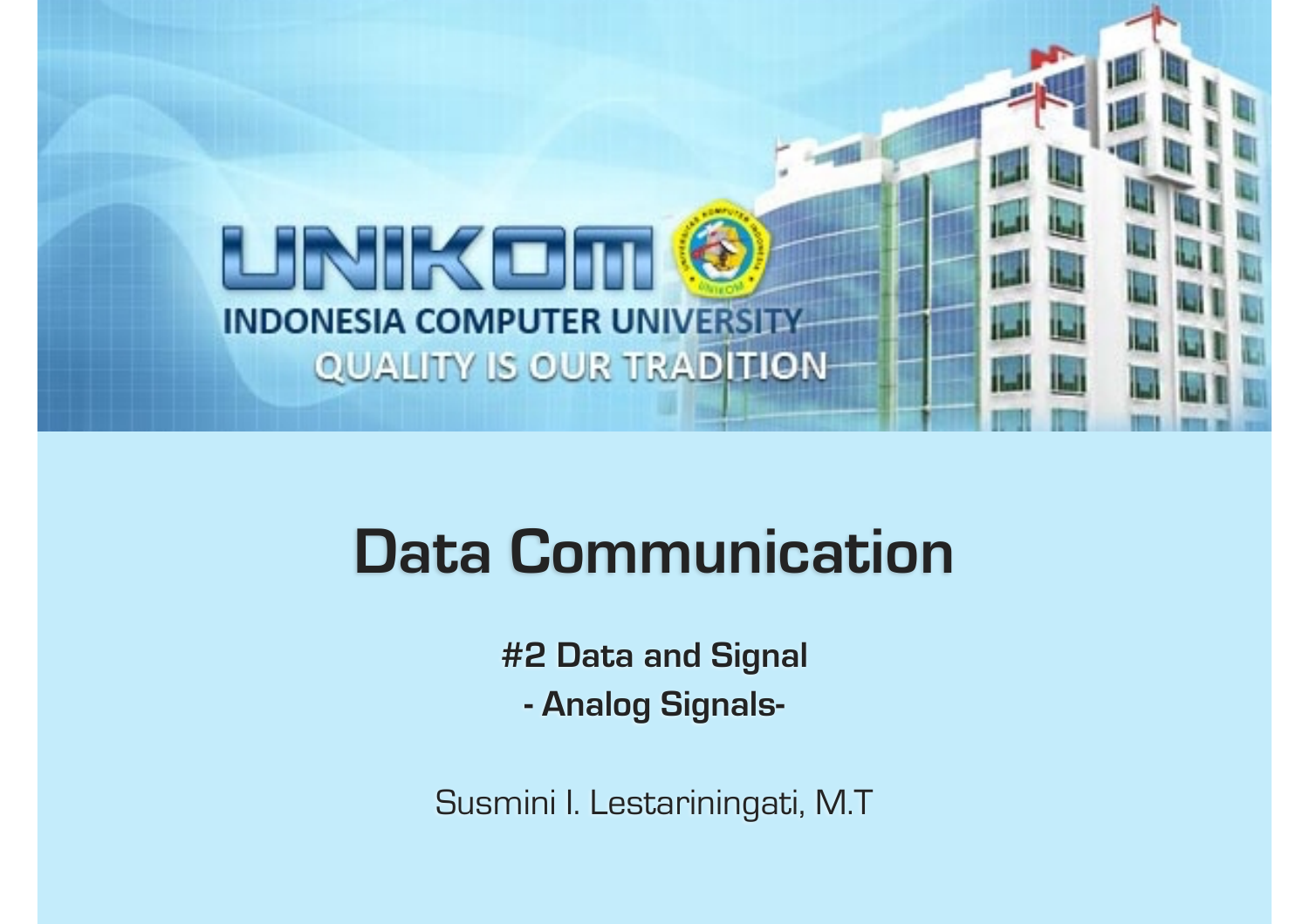UNIKOM

INDONESIA COMPUTER UNIVERSITY

QUALITY IS OUR TRADITION

# Data Communication

**#2 Data and Signal**

**- Analog Signals-**

Susmini I. Lestariningati, M.T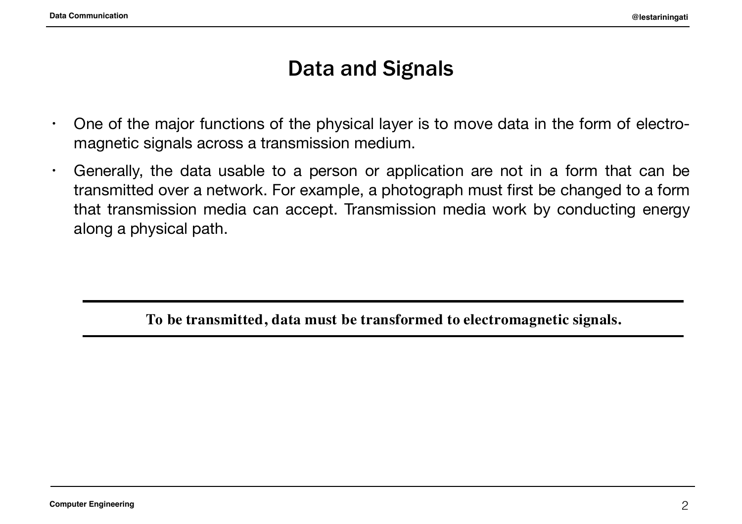# Data and Signals

- One of the major functions of the physical layer is to move data in the form of electro-magnetic signals across a transmission medium.
- Generally, the data usable to a person or application are not in a form that can be transmitted over a network. For example, a photograph must first be changed to a form that transmission media can accept. Transmission media work by conducting energy along a physical path.

---

**To be transmitted, data must be transformed to electromagnetic signals.**

---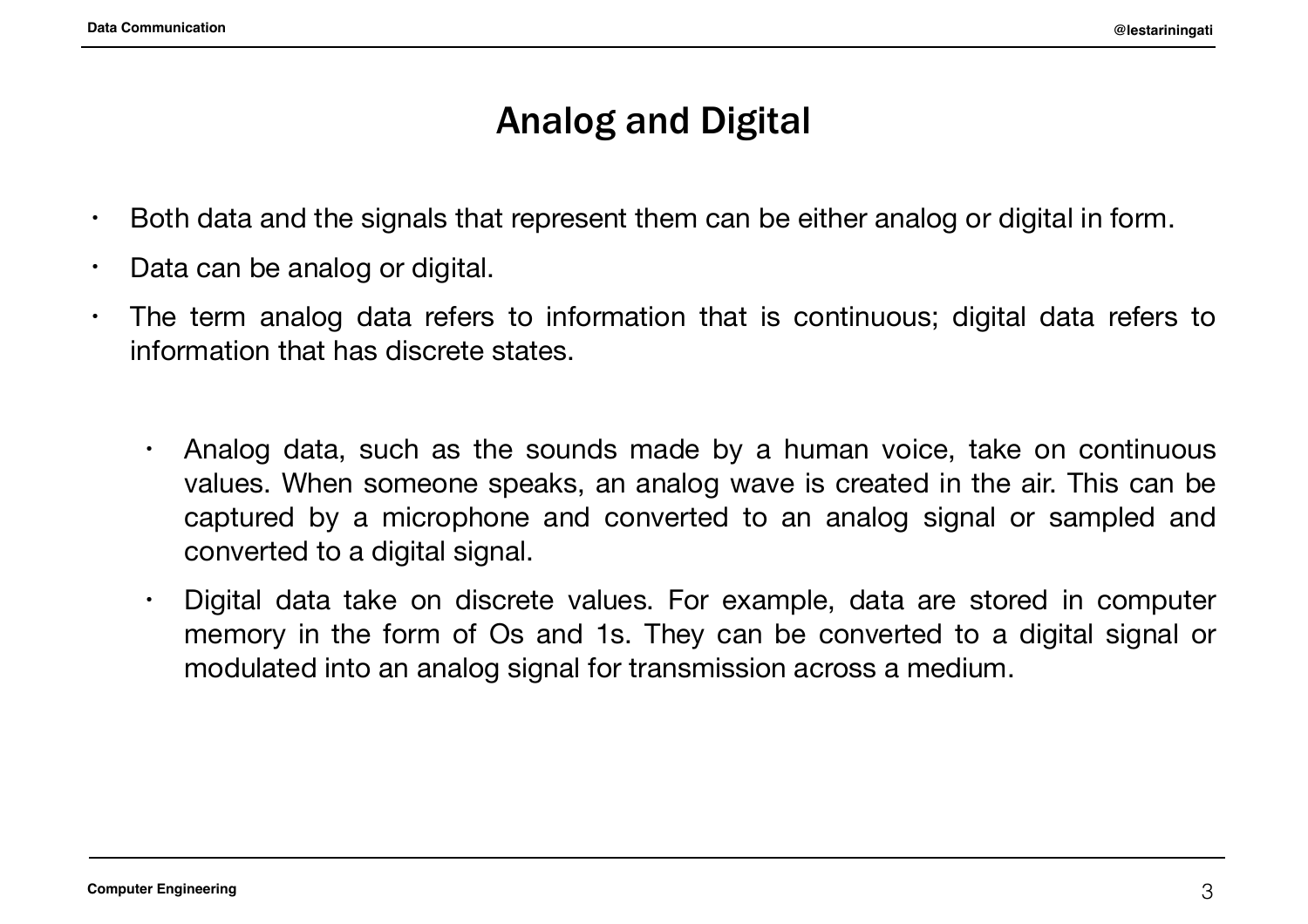# Analog and Digital

- Both data and the signals that represent them can be either analog or digital in form.
- Data can be analog or digital.
- The term analog data refers to information that is continuous; digital data refers to information that has discrete states.
  - Analog data, such as the sounds made by a human voice, take on continuous values. When someone speaks, an analog wave is created in the air. This can be captured by a microphone and converted to an analog signal or sampled and converted to a digital signal.
  - Digital data take on discrete values. For example, data are stored in computer memory in the form of Os and 1s. They can be converted to a digital signal or modulated into an analog signal for transmission across a medium.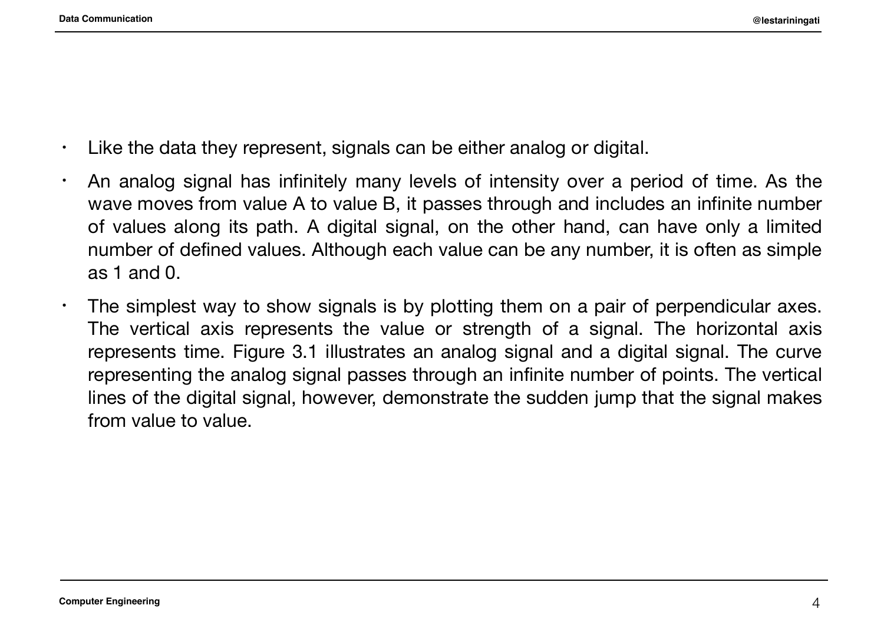- Like the data they represent, signals can be either analog or digital.
- An analog signal has infinitely many levels of intensity over a period of time. As the wave moves from value A to value B, it passes through and includes an infinite number of values along its path. A digital signal, on the other hand, can have only a limited number of defined values. Although each value can be any number, it is often as simple as 1 and 0.
- The simplest way to show signals is by plotting them on a pair of perpendicular axes. The vertical axis represents the value or strength of a signal. The horizontal axis represents time. Figure 3.1 illustrates an analog signal and a digital signal. The curve representing the analog signal passes through an infinite number of points. The vertical lines of the digital signal, however, demonstrate the sudden jump that the signal makes from value to value.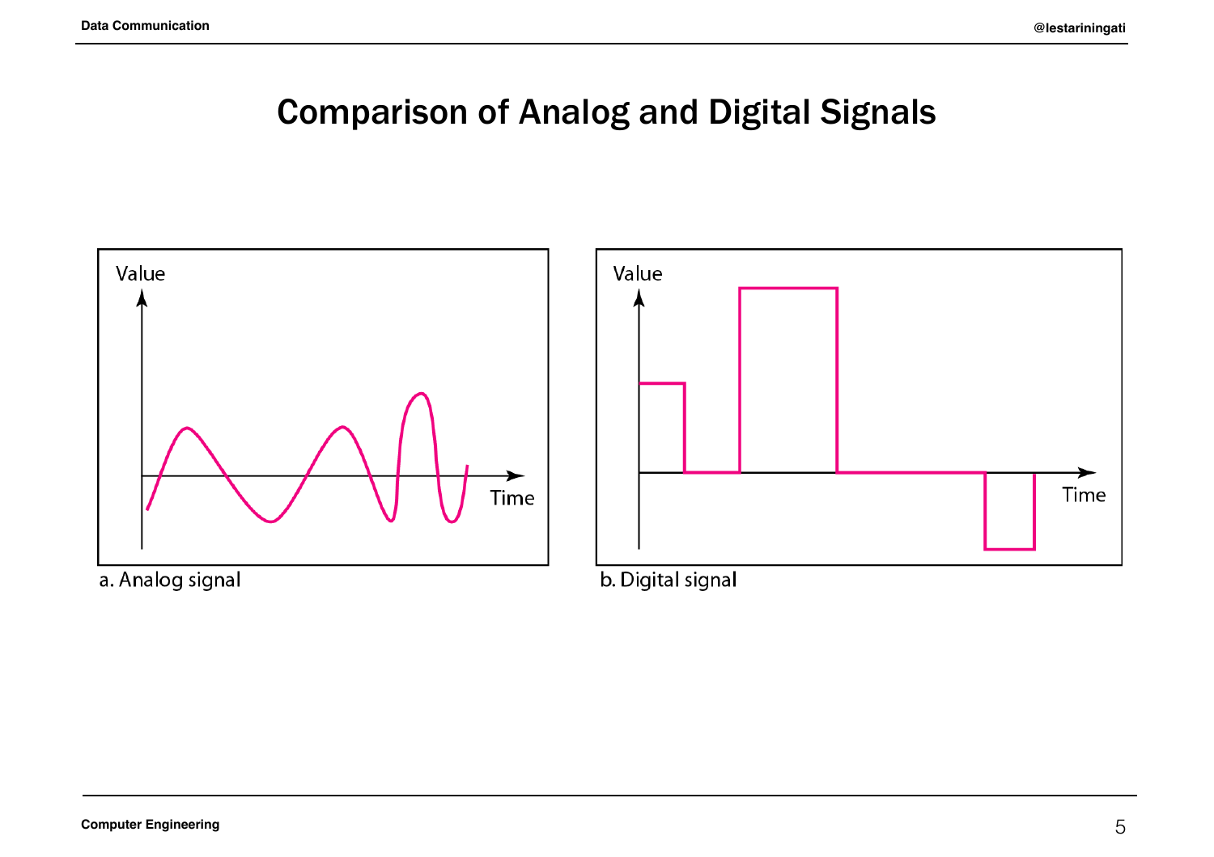# Comparison of Analog and Digital Signals

a. Analog signal

b. Digital signal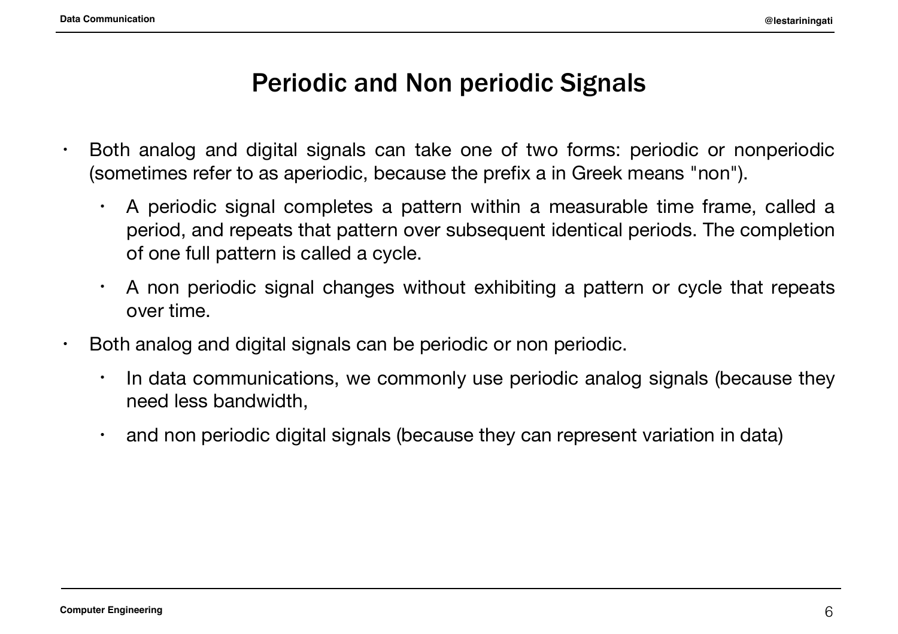# Periodic and Non periodic Signals

- Both analog and digital signals can take one of two forms: periodic or nonperiodic (sometimes refer to as aperiodic, because the prefix a in Greek means "non").
  - A periodic signal completes a pattern within a measurable time frame, called a period, and repeats that pattern over subsequent identical periods. The completion of one full pattern is called a cycle.
  - A non periodic signal changes without exhibiting a pattern or cycle that repeats over time.
- Both analog and digital signals can be periodic or non periodic.
  - In data communications, we commonly use periodic analog signals (because they need less bandwidth,
  - and non periodic digital signals (because they can represent variation in data)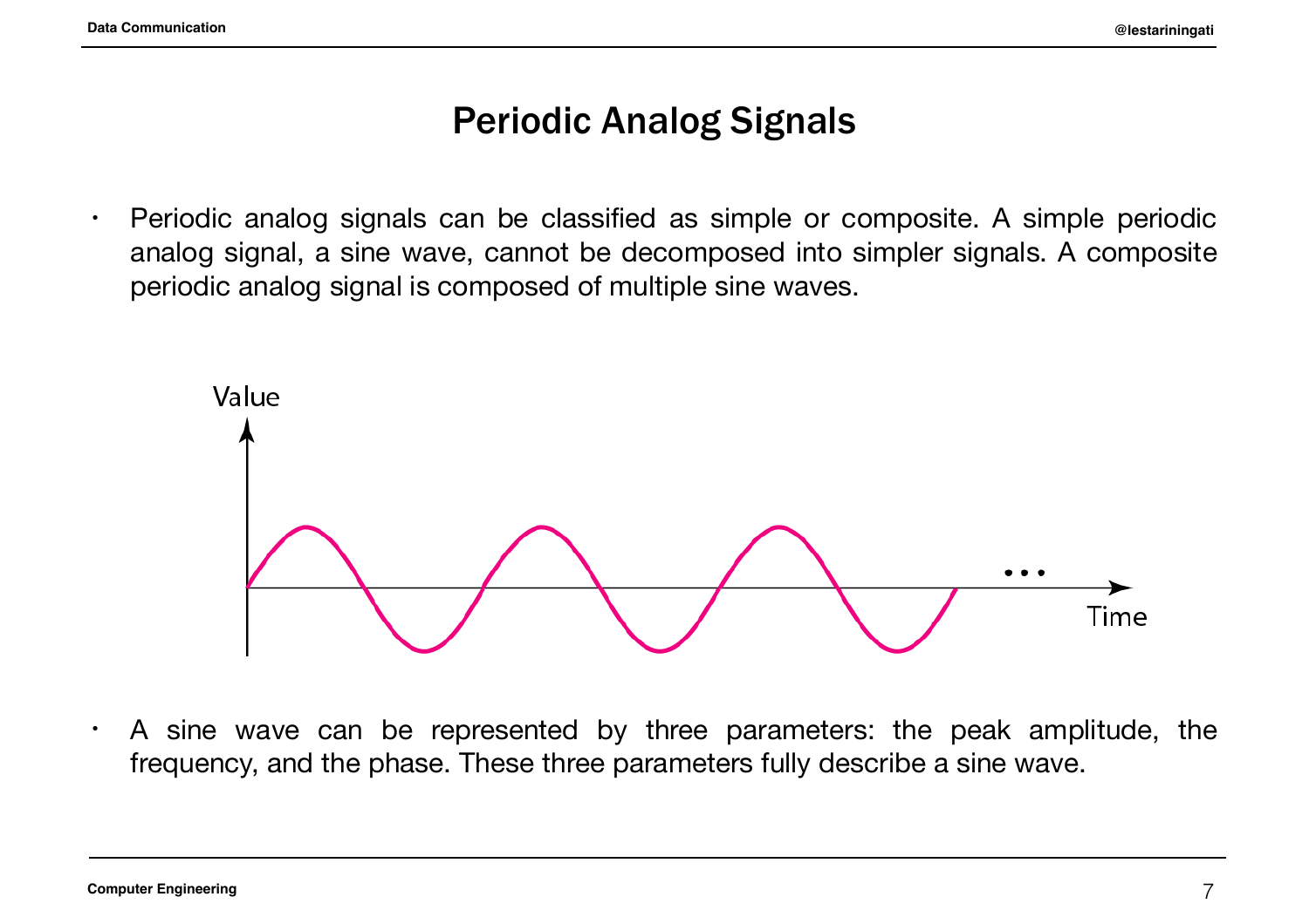# Periodic Analog Signals

- Periodic analog signals can be classified as simple or composite. A simple periodic analog signal, a sine wave, cannot be decomposed into simpler signals. A composite periodic analog signal is composed of multiple sine waves.

- A sine wave can be represented by three parameters: the peak amplitude, the frequency, and the phase. These three parameters fully describe a sine wave.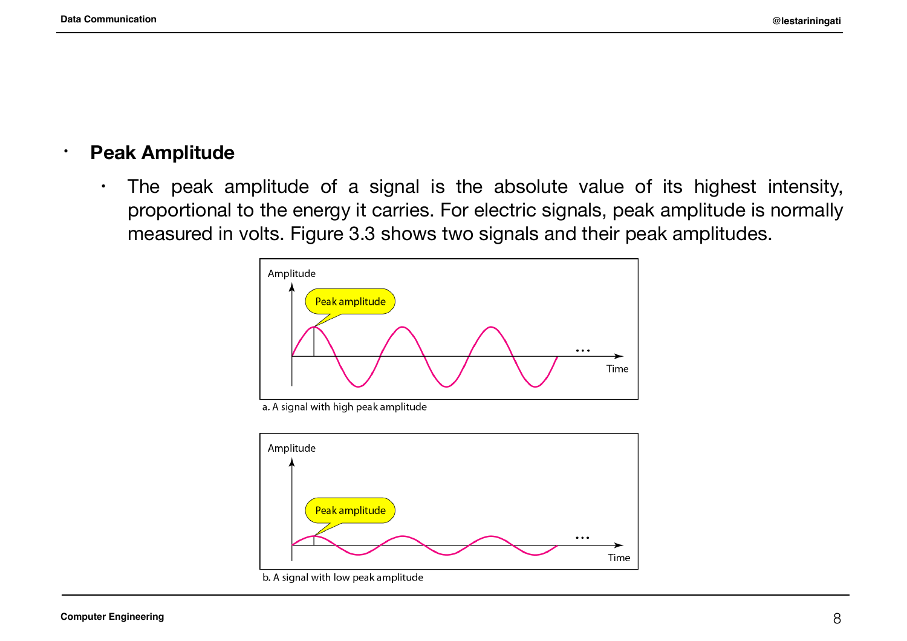- **Peak Amplitude**
  - The peak amplitude of a signal is the absolute value of its highest intensity, proportional to the energy it carries. For electric signals, peak amplitude is normally measured in volts. Figure 3.3 shows two signals and their peak amplitudes.

a. A signal with high peak amplitude

b. A signal with low peak amplitude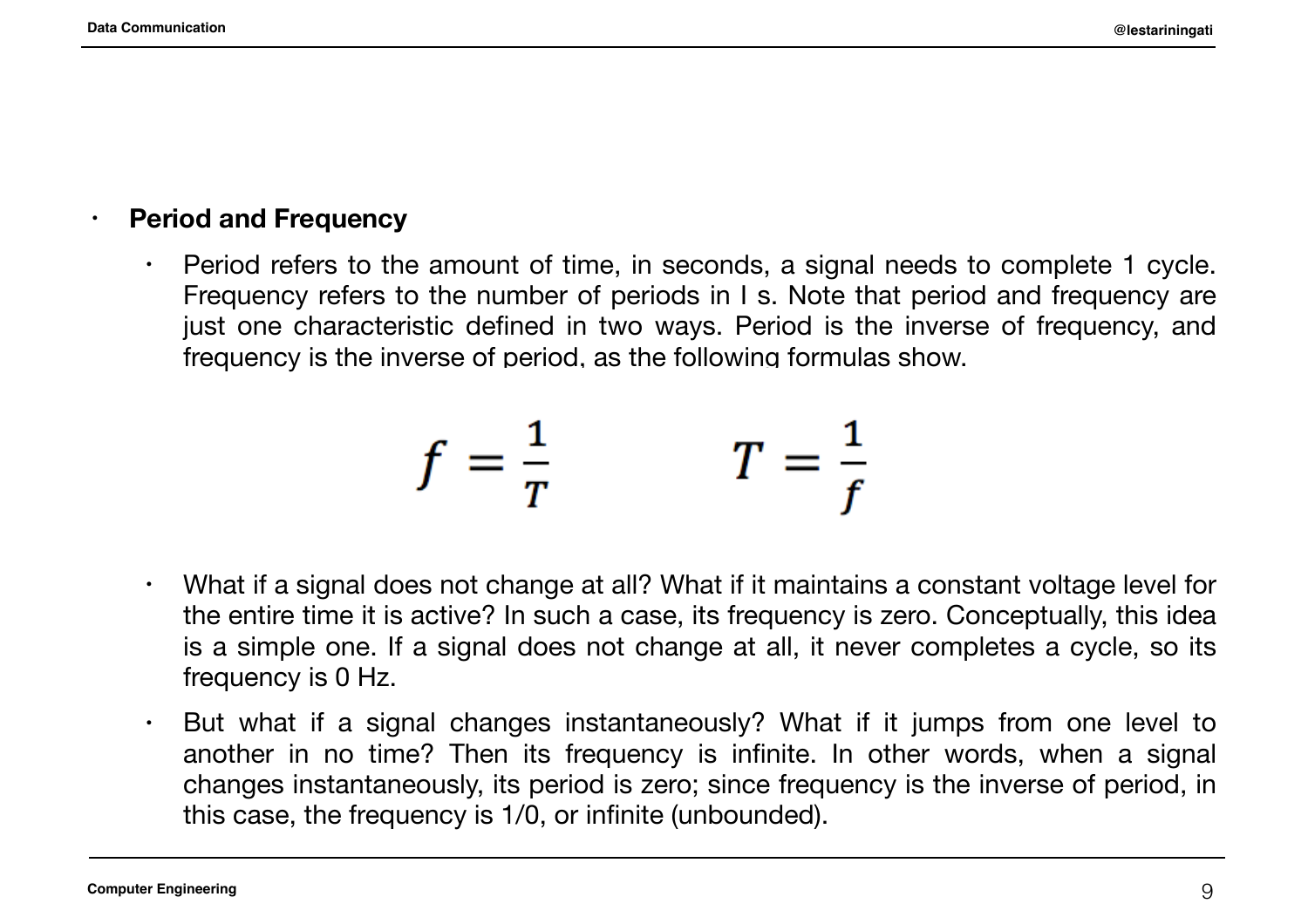- **Period and Frequency**
  - Period refers to the amount of time, in seconds, a signal needs to complete 1 cycle. Frequency refers to the number of periods in I s. Note that period and frequency are just one characteristic defined in two ways. Period is the inverse of frequency, and frequency is the inverse of period, as the following formulas show.

$$f = \frac{1}{T} \qquad\qquad T = \frac{1}{f}$$

  - What if a signal does not change at all? What if it maintains a constant voltage level for the entire time it is active? In such a case, its frequency is zero. Conceptually, this idea is a simple one. If a signal does not change at all, it never completes a cycle, so its frequency is 0 Hz.
  - But what if a signal changes instantaneously? What if it jumps from one level to another in no time? Then its frequency is infinite. In other words, when a signal changes instantaneously, its period is zero; since frequency is the inverse of period, in this case, the frequency is 1/0, or infinite (unbounded).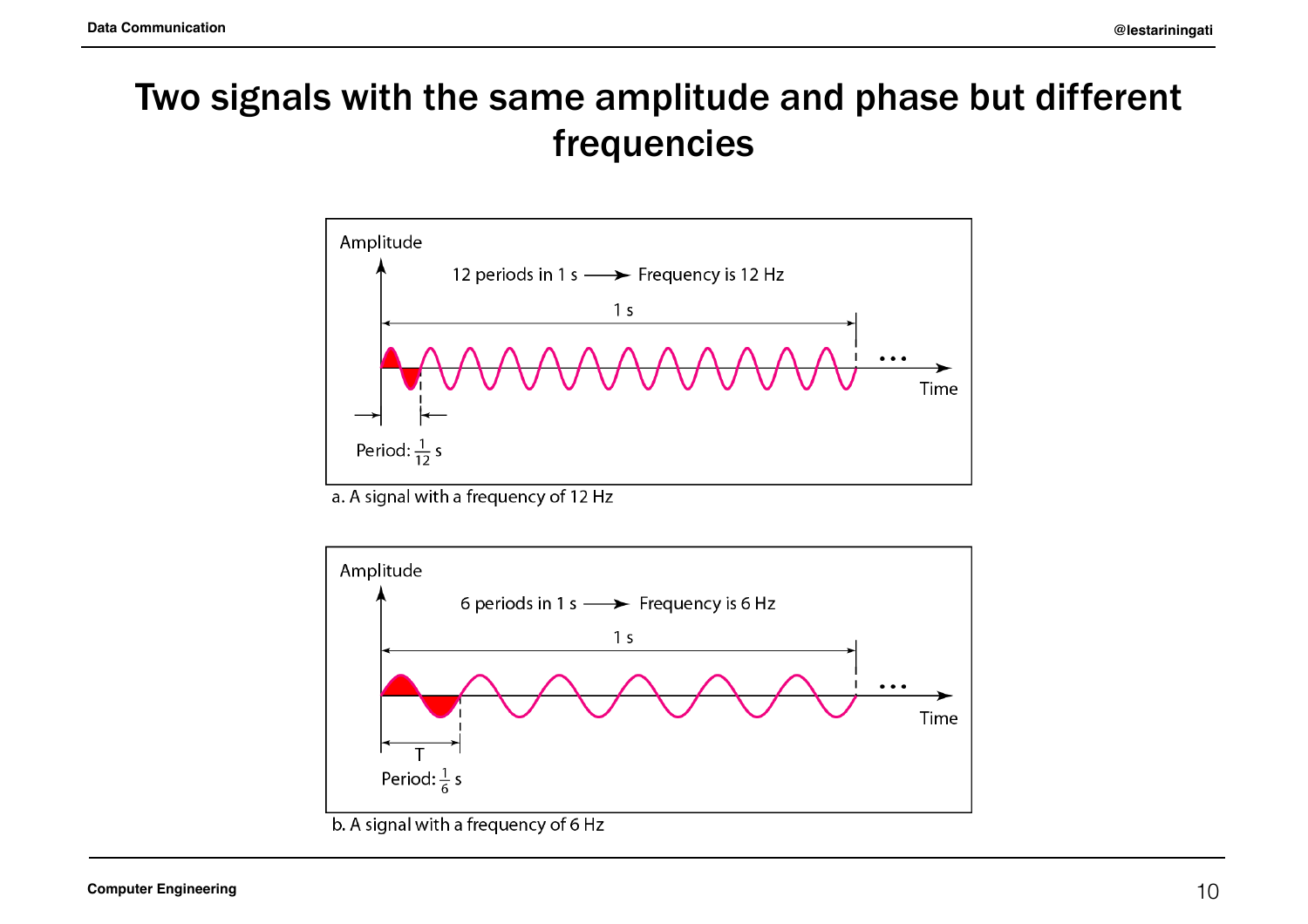# Two signals with the same amplitude and phase but different frequencies

Amplitude

12 periods in 1 s ⟶ Frequency is 12 Hz

1 s

Time

Period: $\frac{1}{12}$ s

a. A signal with a frequency of 12 Hz

Amplitude

6 periods in 1 s ⟶ Frequency is 6 Hz

1 s

Time

T

Period: $\frac{1}{6}$ s

b. A signal with a frequency of 6 Hz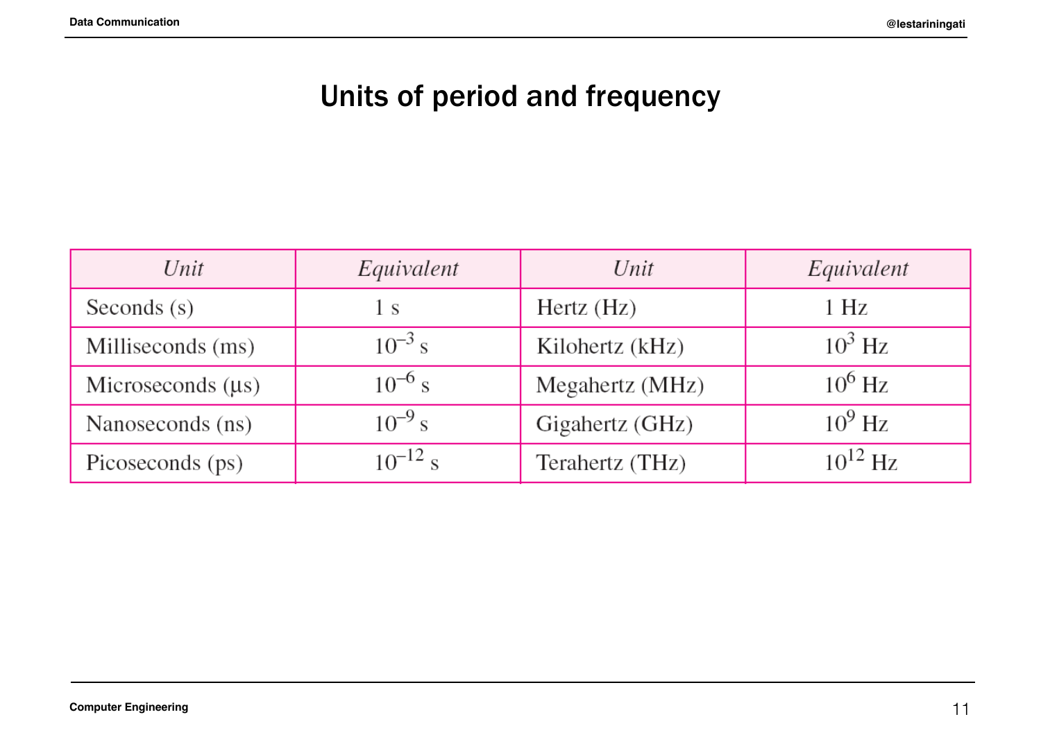# Units of period and frequency

| *Unit* | *Equivalent* | *Unit* | *Equivalent* |
|---|---|---|---|
| Seconds (s) | 1 s | Hertz (Hz) | 1 Hz |
| Milliseconds (ms) | $10^{-3}$ s | Kilohertz (kHz) | $10^{3}$ Hz |
| Microseconds (μs) | $10^{-6}$ s | Megahertz (MHz) | $10^{6}$ Hz |
| Nanoseconds (ns) | $10^{-9}$ s | Gigahertz (GHz) | $10^{9}$ Hz |
| Picoseconds (ps) | $10^{-12}$ s | Terahertz (THz) | $10^{12}$ Hz |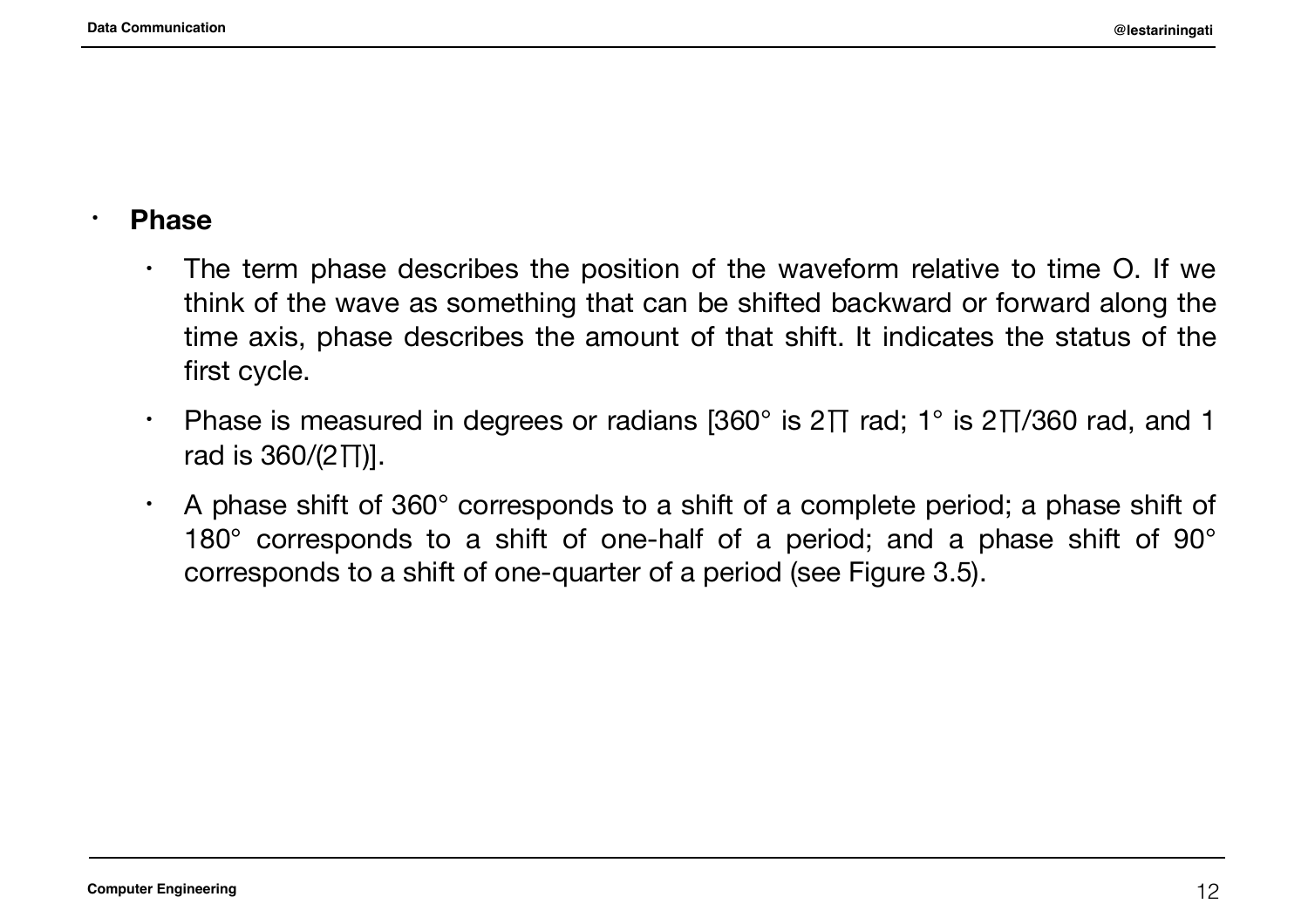- **Phase**
  - The term phase describes the position of the waveform relative to time O. If we think of the wave as something that can be shifted backward or forward along the time axis, phase describes the amount of that shift. It indicates the status of the first cycle.
  - Phase is measured in degrees or radians [360° is 2∏ rad; 1° is 2∏/360 rad, and 1 rad is 360/(2∏)].
  - A phase shift of 360° corresponds to a shift of a complete period; a phase shift of 180° corresponds to a shift of one-half of a period; and a phase shift of 90° corresponds to a shift of one-quarter of a period (see Figure 3.5).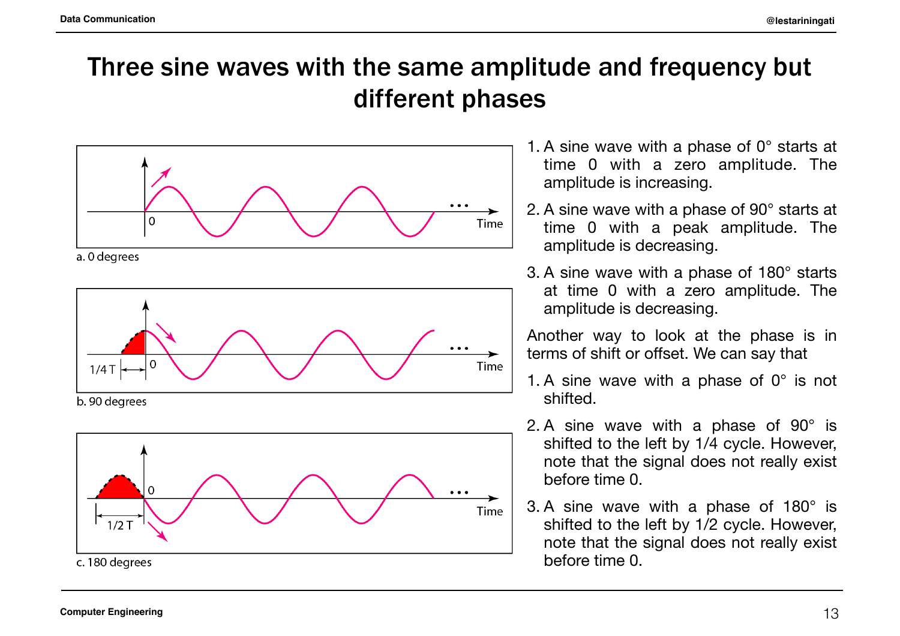# Three sine waves with the same amplitude and frequency but different phases

a. 0 degrees

b. 90 degrees

c. 180 degrees

1. A sine wave with a phase of 0° starts at time 0 with a zero amplitude. The amplitude is increasing.
2. A sine wave with a phase of 90° starts at time 0 with a peak amplitude. The amplitude is decreasing.
3. A sine wave with a phase of 180° starts at time 0 with a zero amplitude. The amplitude is decreasing.

Another way to look at the phase is in terms of shift or offset. We can say that

1. A sine wave with a phase of 0° is not shifted.
2. A sine wave with a phase of 90° is shifted to the left by 1/4 cycle. However, note that the signal does not really exist before time 0.
3. A sine wave with a phase of 180° is shifted to the left by 1/2 cycle. However, note that the signal does not really exist before time 0.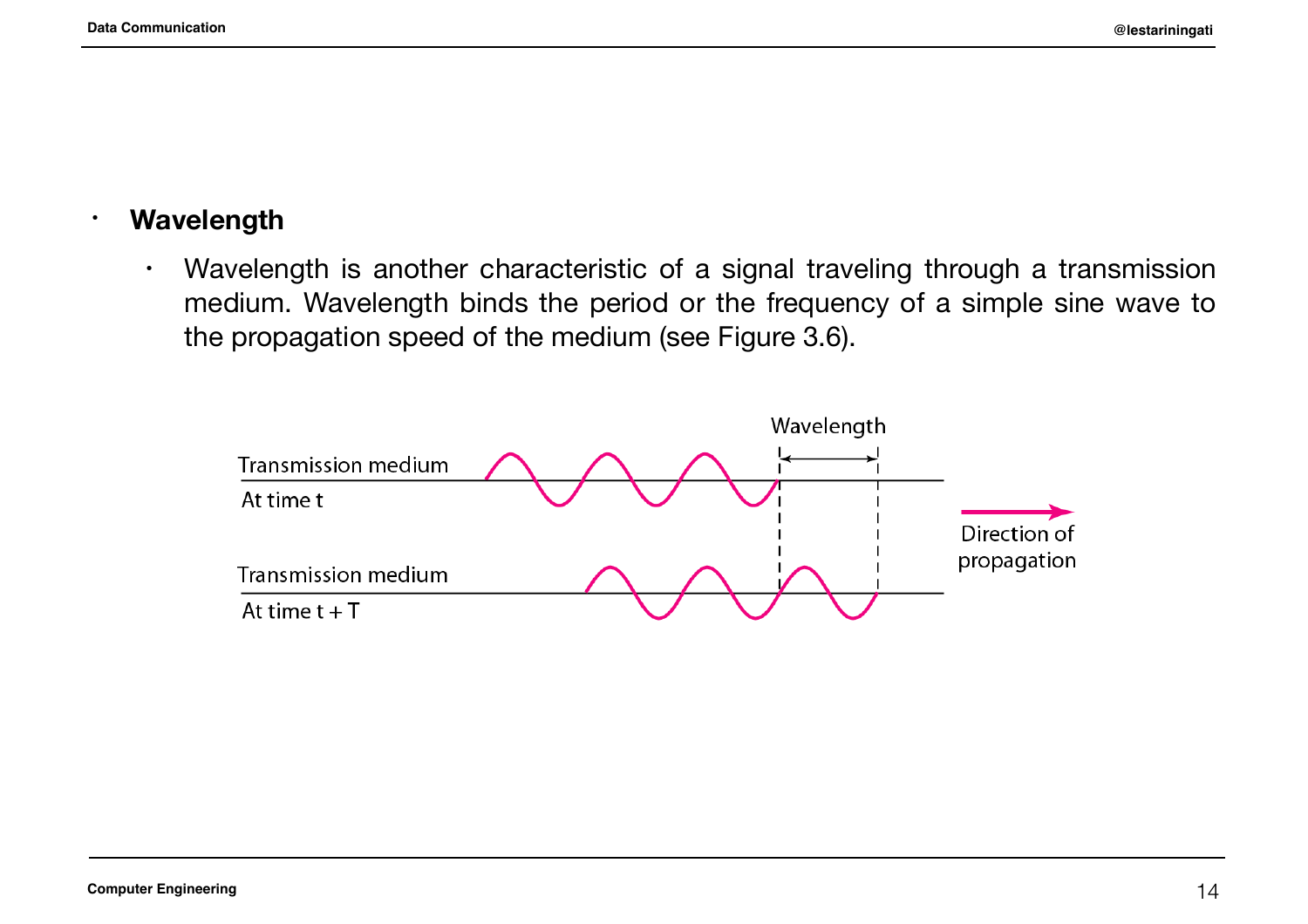- **Wavelength**
    - Wavelength is another characteristic of a signal traveling through a transmission medium. Wavelength binds the period or the frequency of a simple sine wave to the propagation speed of the medium (see Figure 3.6).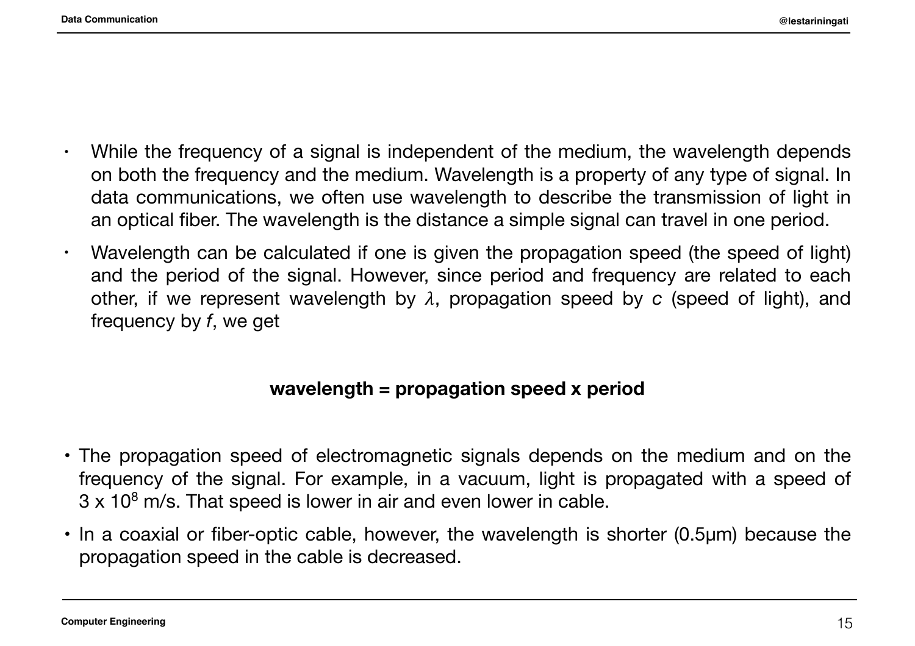- While the frequency of a signal is independent of the medium, the wavelength depends on both the frequency and the medium. Wavelength is a property of any type of signal. In data communications, we often use wavelength to describe the transmission of light in an optical fiber. The wavelength is the distance a simple signal can travel in one period.
- Wavelength can be calculated if one is given the propagation speed (the speed of light) and the period of the signal. However, since period and frequency are related to each other, if we represent wavelength by $\lambda$, propagation speed by *c* (speed of light), and frequency by *f*, we get

**wavelength = propagation speed x period**

- The propagation speed of electromagnetic signals depends on the medium and on the frequency of the signal. For example, in a vacuum, light is propagated with a speed of $3 \times 10^8$ m/s. That speed is lower in air and even lower in cable.
- In a coaxial or fiber-optic cable, however, the wavelength is shorter (0.5μm) because the propagation speed in the cable is decreased.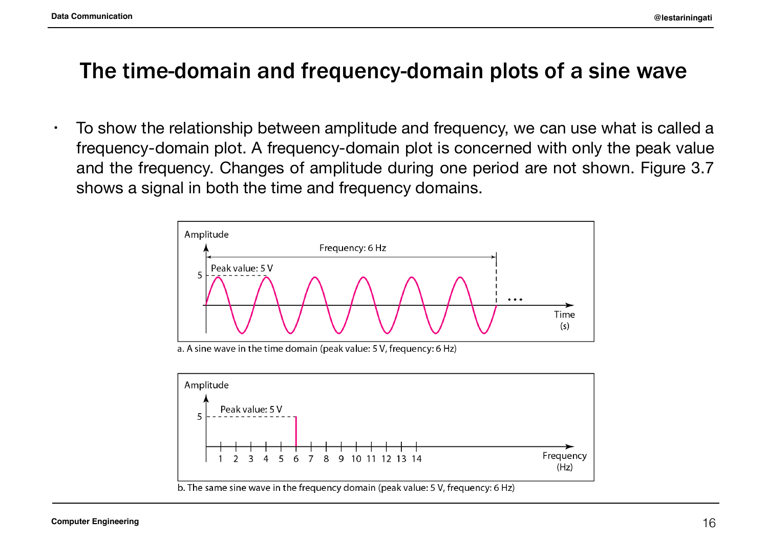# The time-domain and frequency-domain plots of a sine wave

- To show the relationship between amplitude and frequency, we can use what is called a frequency-domain plot. A frequency-domain plot is concerned with only the peak value and the frequency. Changes of amplitude during one period are not shown. Figure 3.7 shows a signal in both the time and frequency domains.

a. A sine wave in the time domain (peak value: 5 V, frequency: 6 Hz)

b. The same sine wave in the frequency domain (peak value: 5 V, frequency: 6 Hz)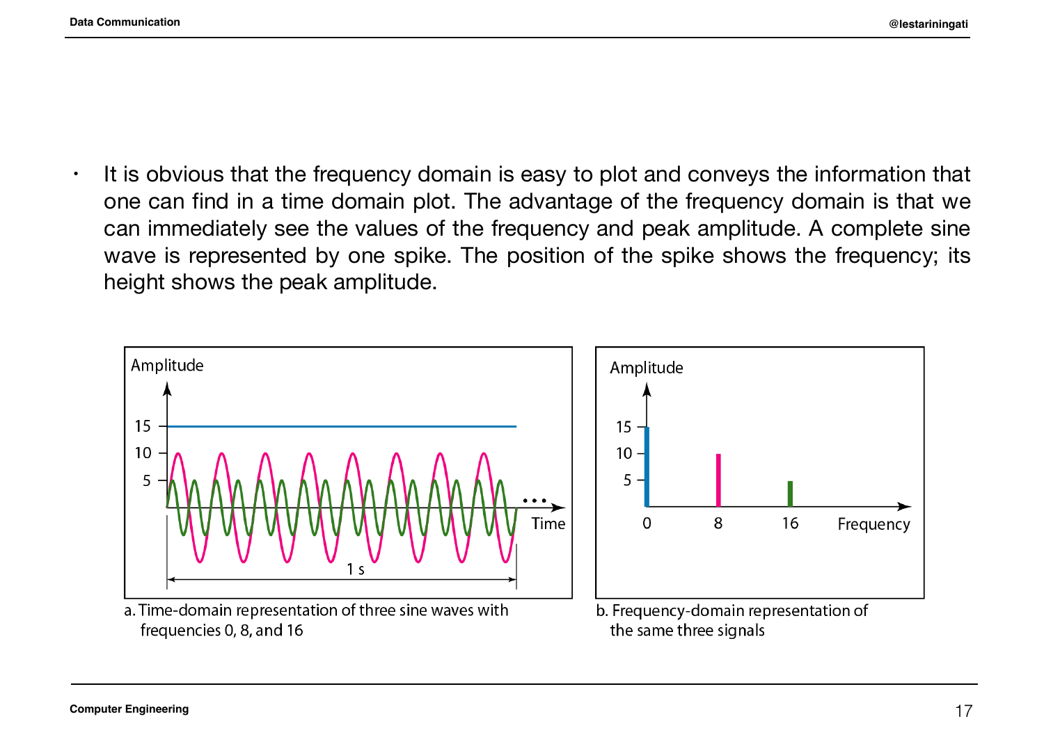- It is obvious that the frequency domain is easy to plot and conveys the information that one can find in a time domain plot. The advantage of the frequency domain is that we can immediately see the values of the frequency and peak amplitude. A complete sine wave is represented by one spike. The position of the spike shows the frequency; its height shows the peak amplitude.

a. Time-domain representation of three sine waves with frequencies 0, 8, and 16

b. Frequency-domain representation of the same three signals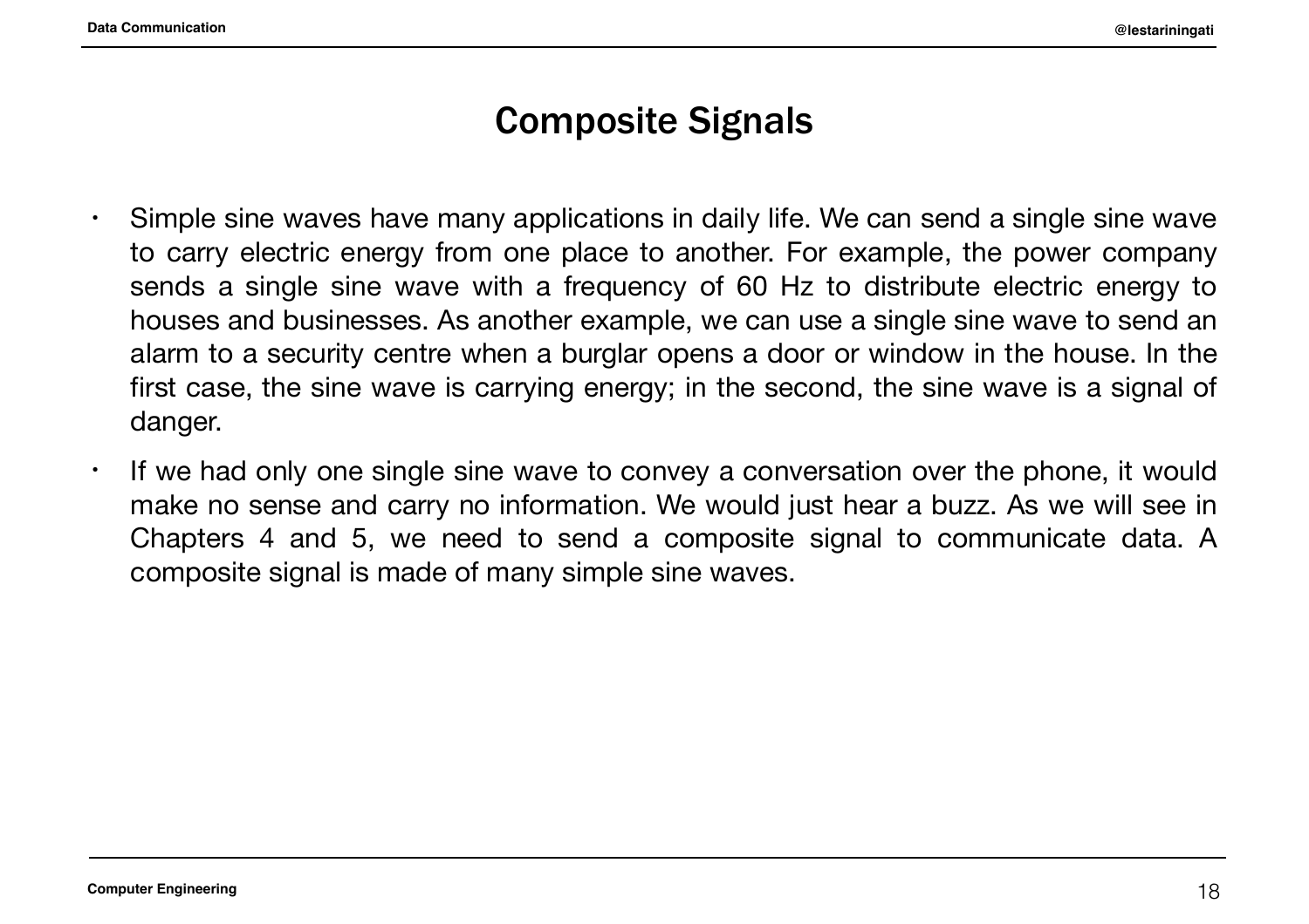# Composite Signals

- Simple sine waves have many applications in daily life. We can send a single sine wave to carry electric energy from one place to another. For example, the power company sends a single sine wave with a frequency of 60 Hz to distribute electric energy to houses and businesses. As another example, we can use a single sine wave to send an alarm to a security centre when a burglar opens a door or window in the house. In the first case, the sine wave is carrying energy; in the second, the sine wave is a signal of danger.
- If we had only one single sine wave to convey a conversation over the phone, it would make no sense and carry no information. We would just hear a buzz. As we will see in Chapters 4 and 5, we need to send a composite signal to communicate data. A composite signal is made of many simple sine waves.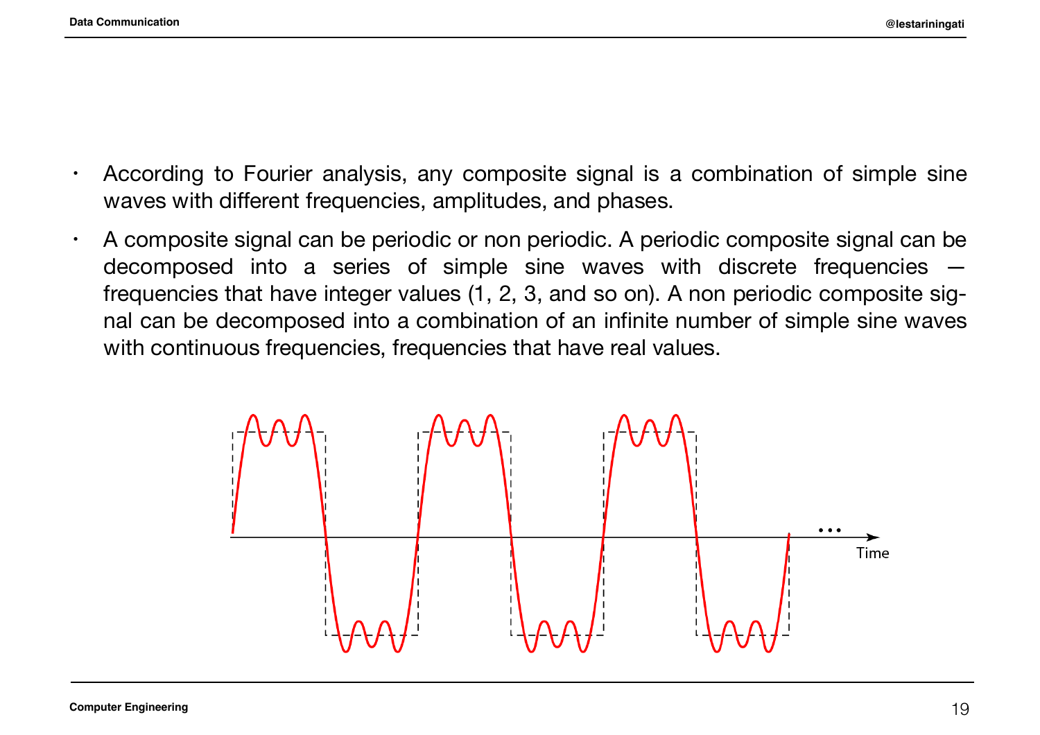- According to Fourier analysis, any composite signal is a combination of simple sine waves with different frequencies, amplitudes, and phases.
- A composite signal can be periodic or non periodic. A periodic composite signal can be decomposed into a series of simple sine waves with discrete frequencies — frequencies that have integer values (1, 2, 3, and so on). A non periodic composite signal can be decomposed into a combination of an infinite number of simple sine waves with continuous frequencies, frequencies that have real values.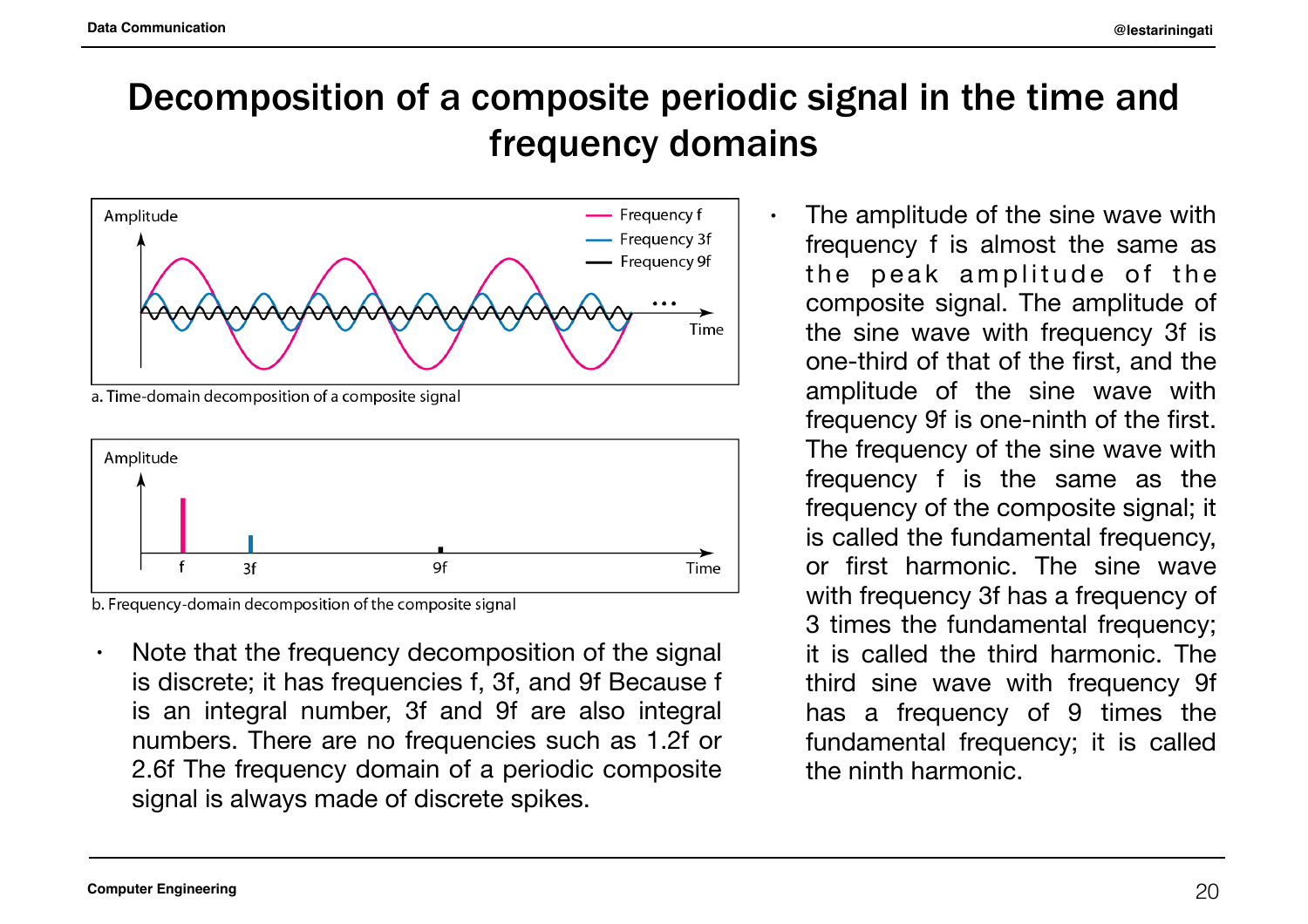# Decomposition of a composite periodic signal in the time and frequency domains

a. Time-domain decomposition of a composite signal

b. Frequency-domain decomposition of the composite signal

- Note that the frequency decomposition of the signal is discrete; it has frequencies f, 3f, and 9f Because f is an integral number, 3f and 9f are also integral numbers. There are no frequencies such as 1.2f or 2.6f The frequency domain of a periodic composite signal is always made of discrete spikes.

- The amplitude of the sine wave with frequency f is almost the same as the peak amplitude of the composite signal. The amplitude of the sine wave with frequency 3f is one-third of that of the first, and the amplitude of the sine wave with frequency 9f is one-ninth of the first. The frequency of the sine wave with frequency f is the same as the frequency of the composite signal; it is called the fundamental frequency, or first harmonic. The sine wave with frequency 3f has a frequency of 3 times the fundamental frequency; it is called the third harmonic. The third sine wave with frequency 9f has a frequency of 9 times the fundamental frequency; it is called the ninth harmonic.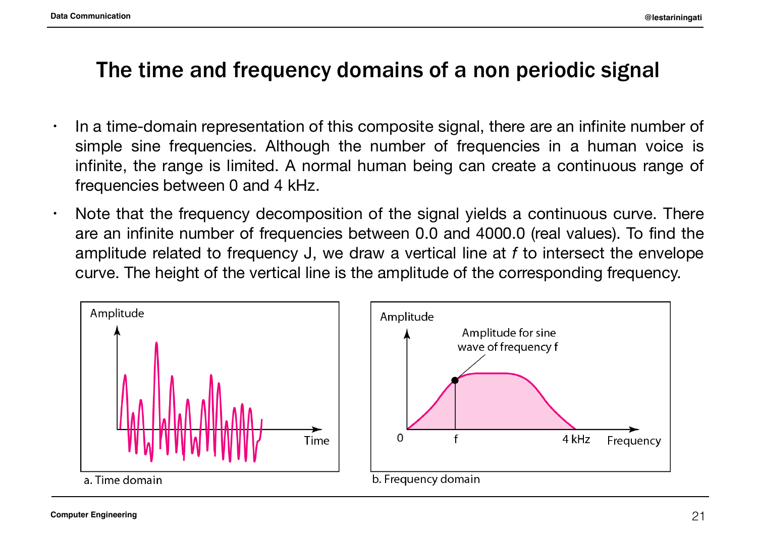# The time and frequency domains of a non periodic signal

- In a time-domain representation of this composite signal, there are an infinite number of simple sine frequencies. Although the number of frequencies in a human voice is infinite, the range is limited. A normal human being can create a continuous range of frequencies between 0 and 4 kHz.
- Note that the frequency decomposition of the signal yields a continuous curve. There are an infinite number of frequencies between 0.0 and 4000.0 (real values). To find the amplitude related to frequency J, we draw a vertical line at *f* to intersect the envelope curve. The height of the vertical line is the amplitude of the corresponding frequency.

a. Time domain

b. Frequency domain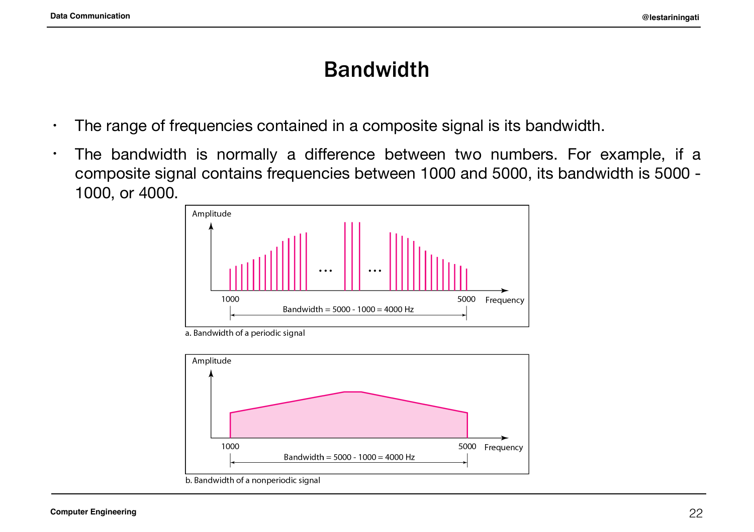# Bandwidth

- The range of frequencies contained in a composite signal is its bandwidth.
- The bandwidth is normally a difference between two numbers. For example, if a composite signal contains frequencies between 1000 and 5000, its bandwidth is 5000 - 1000, or 4000.

Amplitude

1000 5000 Frequency

Bandwidth = 5000 - 1000 = 4000 Hz

a. Bandwidth of a periodic signal

Amplitude

1000 5000 Frequency

Bandwidth = 5000 - 1000 = 4000 Hz

b. Bandwidth of a nonperiodic signal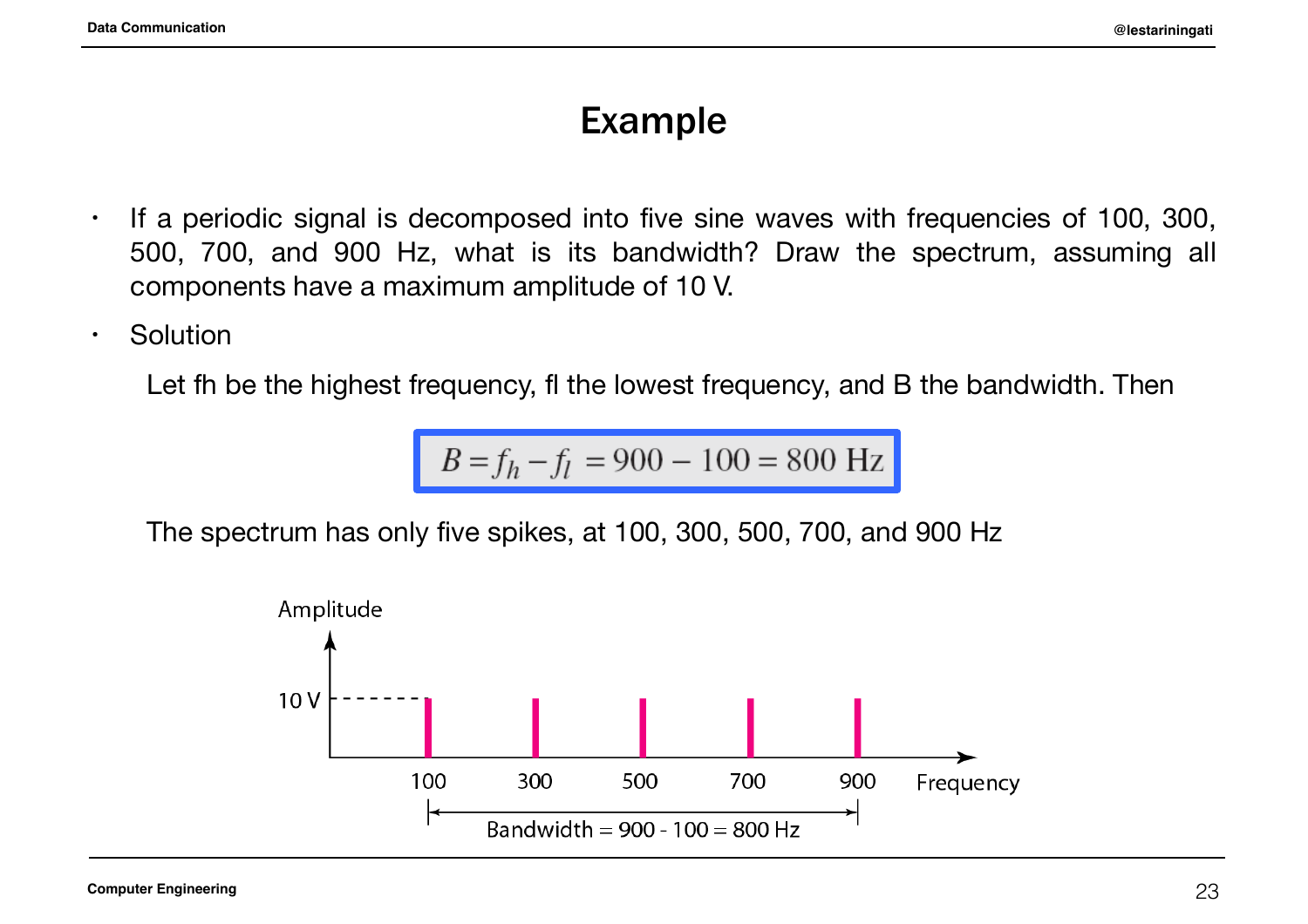# Example

- If a periodic signal is decomposed into five sine waves with frequencies of 100, 300, 500, 700, and 900 Hz, what is its bandwidth? Draw the spectrum, assuming all components have a maximum amplitude of 10 V.
- Solution

  Let fh be the highest frequency, fl the lowest frequency, and B the bandwidth. Then

$$B = f_h - f_l = 900 - 100 = 800 \text{ Hz}$$

  The spectrum has only five spikes, at 100, 300, 500, 700, and 900 Hz

Amplitude

10 V

100 300 500 700 900 Frequency

Bandwidth = 900 - 100 = 800 Hz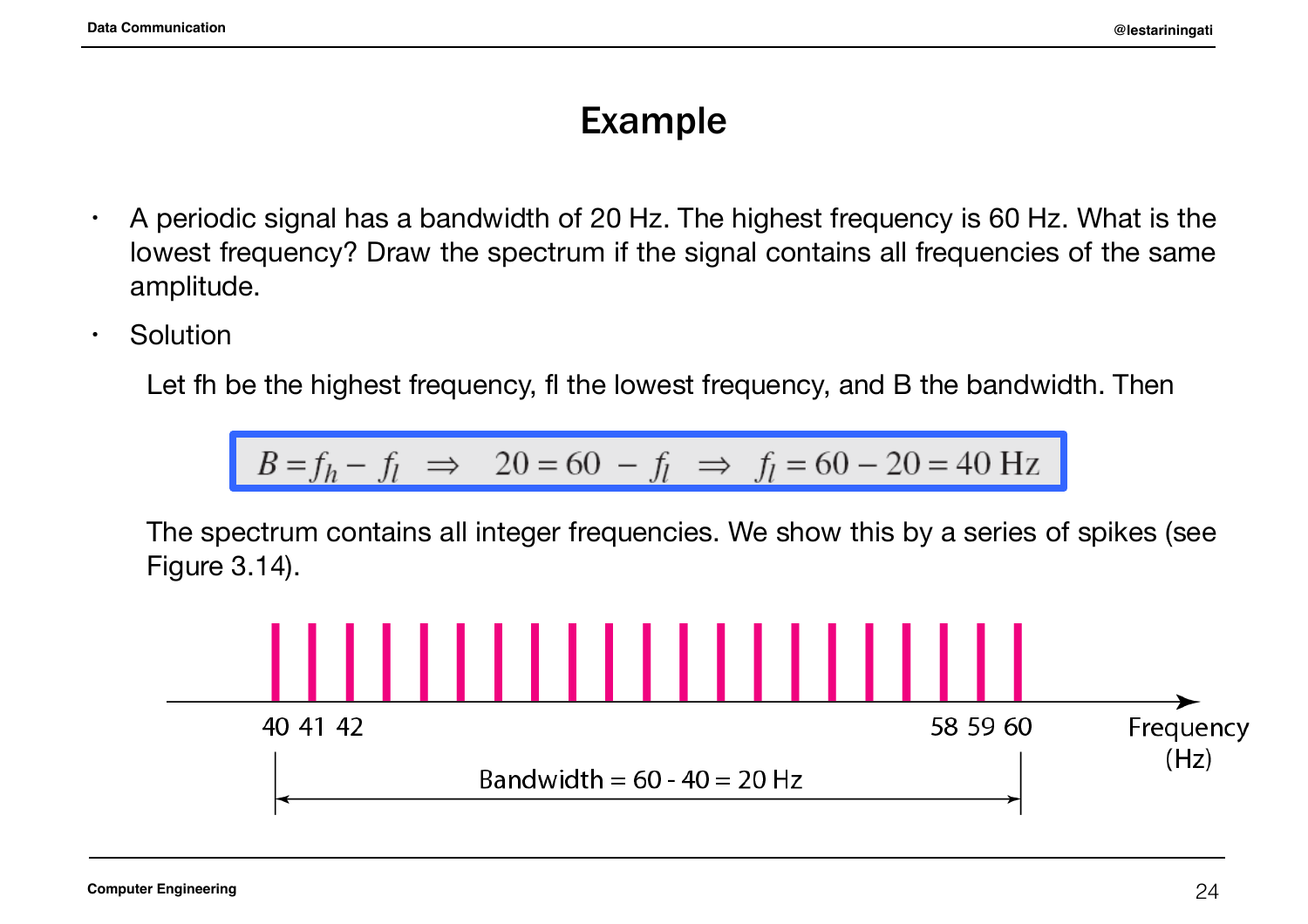# Example

- A periodic signal has a bandwidth of 20 Hz. The highest frequency is 60 Hz. What is the lowest frequency? Draw the spectrum if the signal contains all frequencies of the same amplitude.
- Solution

  Let fh be the highest frequency, fl the lowest frequency, and B the bandwidth. Then

$$B = f_h - f_l \;\Rightarrow\; 20 = 60 - f_l \;\Rightarrow\; f_l = 60 - 20 = 40 \text{ Hz}$$

  The spectrum contains all integer frequencies. We show this by a series of spikes (see Figure 3.14).

40 41 42 ... 58 59 60 Frequency (Hz)

Bandwidth = 60 - 40 = 20 Hz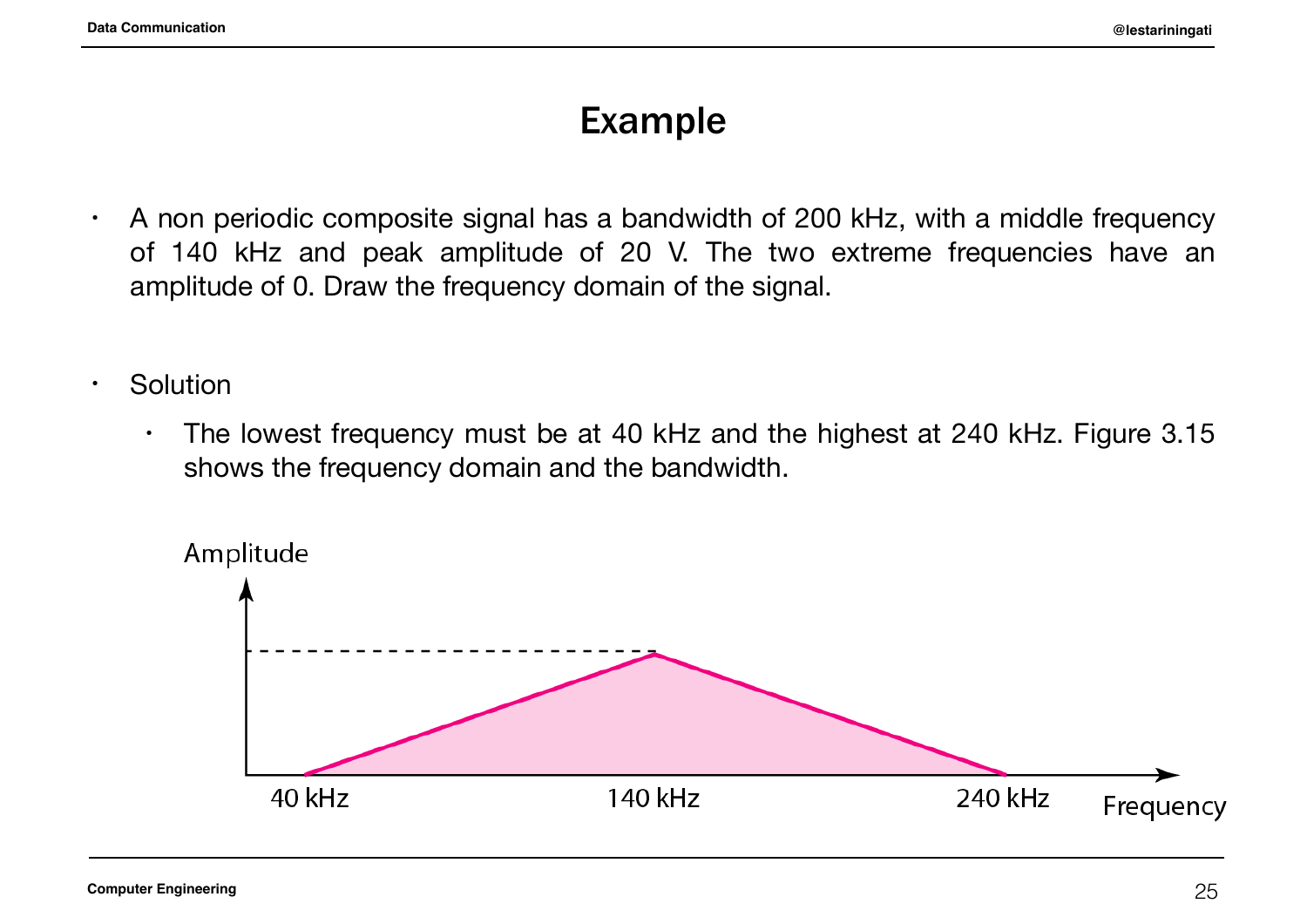# Example

- A non periodic composite signal has a bandwidth of 200 kHz, with a middle frequency of 140 kHz and peak amplitude of 20 V. The two extreme frequencies have an amplitude of 0. Draw the frequency domain of the signal.

- Solution
  - The lowest frequency must be at 40 kHz and the highest at 240 kHz. Figure 3.15 shows the frequency domain and the bandwidth.

Amplitude

40 kHz 140 kHz 240 kHz Frequency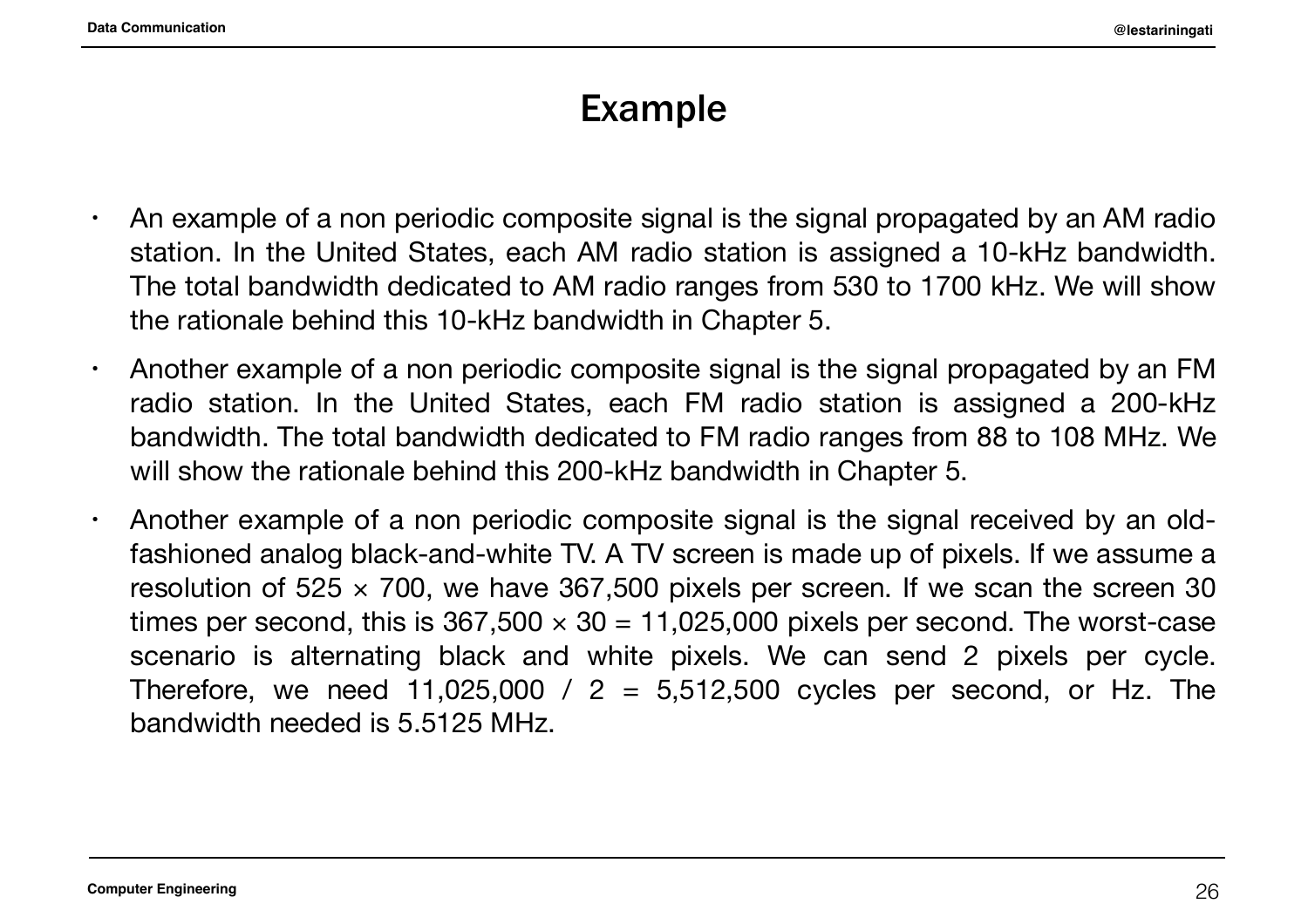# Example

- An example of a non periodic composite signal is the signal propagated by an AM radio station. In the United States, each AM radio station is assigned a 10-kHz bandwidth. The total bandwidth dedicated to AM radio ranges from 530 to 1700 kHz. We will show the rationale behind this 10-kHz bandwidth in Chapter 5.
- Another example of a non periodic composite signal is the signal propagated by an FM radio station. In the United States, each FM radio station is assigned a 200-kHz bandwidth. The total bandwidth dedicated to FM radio ranges from 88 to 108 MHz. We will show the rationale behind this 200-kHz bandwidth in Chapter 5.
- Another example of a non periodic composite signal is the signal received by an old-fashioned analog black-and-white TV. A TV screen is made up of pixels. If we assume a resolution of $525 \times 700$, we have 367,500 pixels per screen. If we scan the screen 30 times per second, this is $367{,}500 \times 30 = 11{,}025{,}000$ pixels per second. The worst-case scenario is alternating black and white pixels. We can send 2 pixels per cycle. Therefore, we need $11{,}025{,}000 / 2 = 5{,}512{,}500$ cycles per second, or Hz. The bandwidth needed is 5.5125 MHz.